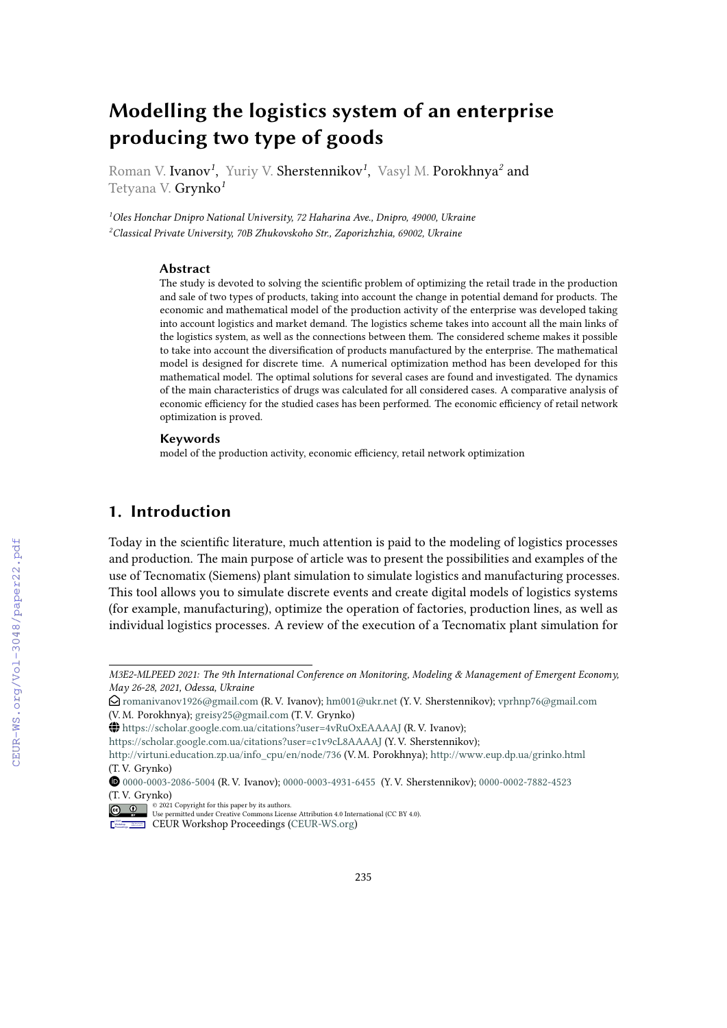# Modelling the logistics system of an enterprise producing two type of goods

Roman V. Ivanov[1], Yuriy V. Sherstennikov[1], Vasyl M. Porokhnya[2] and Tetyana V. Grynko[1]

[1]*Oles Honchar Dnipro National University, 72 Haharina Ave., Dnipro, 49000, Ukraine*
[2]*Classical Private University, 70B Zhukovskoho Str., Zaporizhzhia, 69002, Ukraine*

### Abstract

The study is devoted to solving the scientific problem of optimizing the retail trade in the production and sale of two types of products, taking into account the change in potential demand for products. The economic and mathematical model of the production activity of the enterprise was developed taking into account logistics and market demand. The logistics scheme takes into account all the main links of the logistics system, as well as the connections between them. The considered scheme makes it possible to take into account the diversification of products manufactured by the enterprise. The mathematical model is designed for discrete time. A numerical optimization method has been developed for this mathematical model. The optimal solutions for several cases are found and investigated. The dynamics of the main characteristics of drugs was calculated for all considered cases. A comparative analysis of economic efficiency for the studied cases has been performed. The economic efficiency of retail network optimization is proved.

### Keywords

model of the production activity, economic efficiency, retail network optimization

## 1. Introduction

Today in the scientific literature, much attention is paid to the modeling of logistics processes and production. The main purpose of article was to present the possibilities and examples of the use of Tecnomatix (Siemens) plant simulation to simulate logistics and manufacturing processes. This tool allows you to simulate discrete events and create digital models of logistics systems (for example, manufacturing), optimize the operation of factories, production lines, as well as individual logistics processes. A review of the execution of a Tecnomatix plant simulation for

---

*M3E2-MLPEED 2021: The 9th International Conference on Monitoring, Modeling & Management of Emergent Economy, May 26-28, 2021, Odessa, Ukraine*

romanivanov1926@gmail.com (R. V. Ivanov); hm001@ukr.net (Y. V. Sherstennikov); vprhnp76@gmail.com (V. M. Porokhnya); greisy25@gmail.com (T. V. Grynko)

https://scholar.google.com.ua/citations?user=4vRuOxEAAAAJ (R. V. Ivanov);
https://scholar.google.com.ua/citations?user=c1v9cL8AAAAJ (Y. V. Sherstennikov);
http://virtuni.education.zp.ua/info_cpu/en/node/736 (V. M. Porokhnya); http://www.eup.dp.ua/grinko.html (T. V. Grynko)

0000-0003-2086-5004 (R. V. Ivanov); 0000-0003-4931-6455 (Y. V. Sherstennikov); 0000-0002-7882-4523 (T. V. Grynko)

© 2021 Copyright for this paper by its authors.
Use permitted under Creative Commons License Attribution 4.0 International (CC BY 4.0).
CEUR Workshop Proceedings (CEUR-WS.org)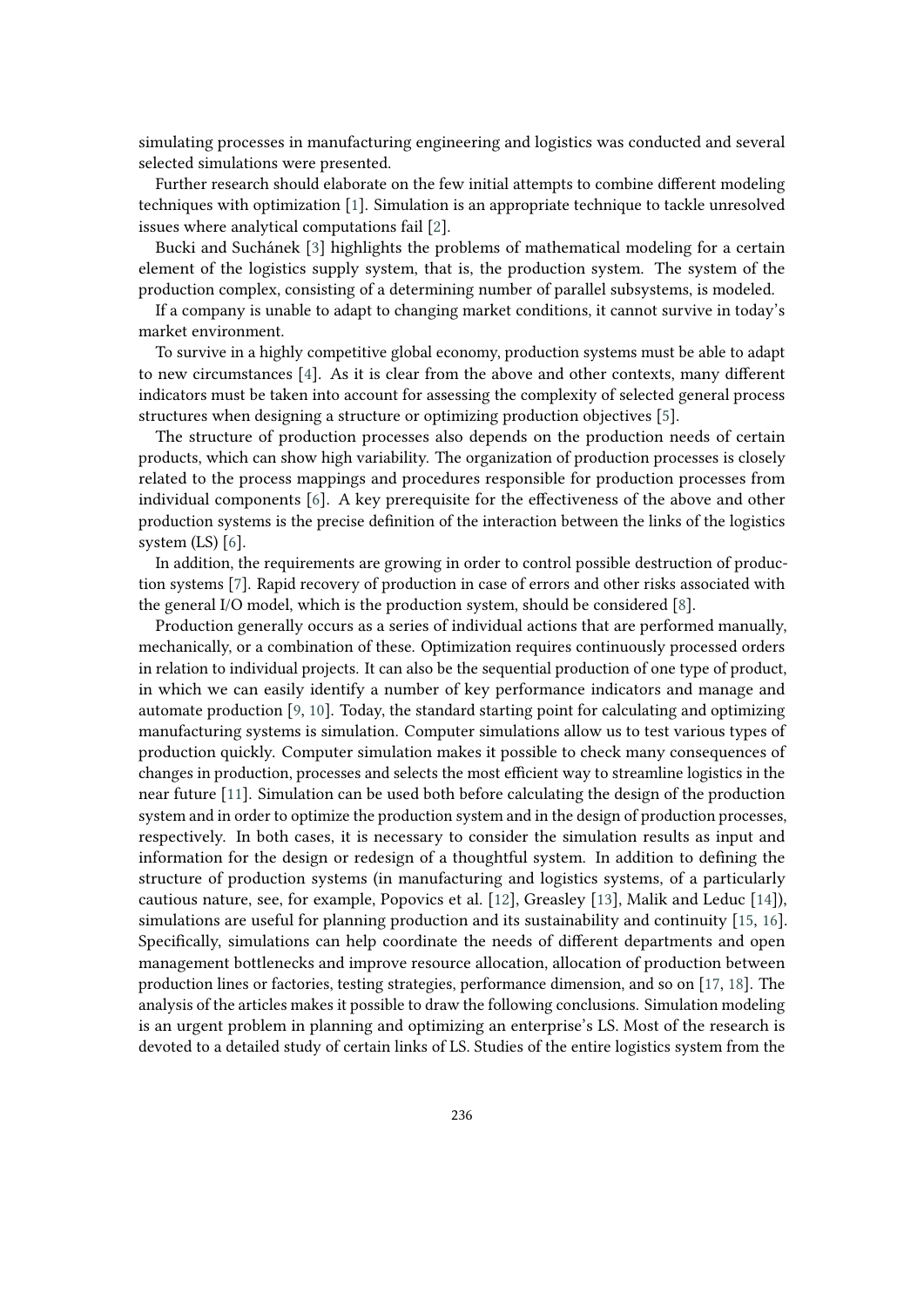simulating processes in manufacturing engineering and logistics was conducted and several selected simulations were presented.

Further research should elaborate on the few initial attempts to combine different modeling techniques with optimization [1]. Simulation is an appropriate technique to tackle unresolved issues where analytical computations fail [2].

Bucki and Suchánek [3] highlights the problems of mathematical modeling for a certain element of the logistics supply system, that is, the production system. The system of the production complex, consisting of a determining number of parallel subsystems, is modeled.

If a company is unable to adapt to changing market conditions, it cannot survive in today's market environment.

To survive in a highly competitive global economy, production systems must be able to adapt to new circumstances [4]. As it is clear from the above and other contexts, many different indicators must be taken into account for assessing the complexity of selected general process structures when designing a structure or optimizing production objectives [5].

The structure of production processes also depends on the production needs of certain products, which can show high variability. The organization of production processes is closely related to the process mappings and procedures responsible for production processes from individual components [6]. A key prerequisite for the effectiveness of the above and other production systems is the precise definition of the interaction between the links of the logistics system (LS) [6].

In addition, the requirements are growing in order to control possible destruction of production systems [7]. Rapid recovery of production in case of errors and other risks associated with the general I/O model, which is the production system, should be considered [8].

Production generally occurs as a series of individual actions that are performed manually, mechanically, or a combination of these. Optimization requires continuously processed orders in relation to individual projects. It can also be the sequential production of one type of product, in which we can easily identify a number of key performance indicators and manage and automate production [9, 10]. Today, the standard starting point for calculating and optimizing manufacturing systems is simulation. Computer simulations allow us to test various types of production quickly. Computer simulation makes it possible to check many consequences of changes in production, processes and selects the most efficient way to streamline logistics in the near future [11]. Simulation can be used both before calculating the design of the production system and in order to optimize the production system and in the design of production processes, respectively. In both cases, it is necessary to consider the simulation results as input and information for the design or redesign of a thoughtful system. In addition to defining the structure of production systems (in manufacturing and logistics systems, of a particularly cautious nature, see, for example, Popovics et al. [12], Greasley [13], Malik and Leduc [14]), simulations are useful for planning production and its sustainability and continuity [15, 16]. Specifically, simulations can help coordinate the needs of different departments and open management bottlenecks and improve resource allocation, allocation of production between production lines or factories, testing strategies, performance dimension, and so on [17, 18]. The analysis of the articles makes it possible to draw the following conclusions. Simulation modeling is an urgent problem in planning and optimizing an enterprise's LS. Most of the research is devoted to a detailed study of certain links of LS. Studies of the entire logistics system from the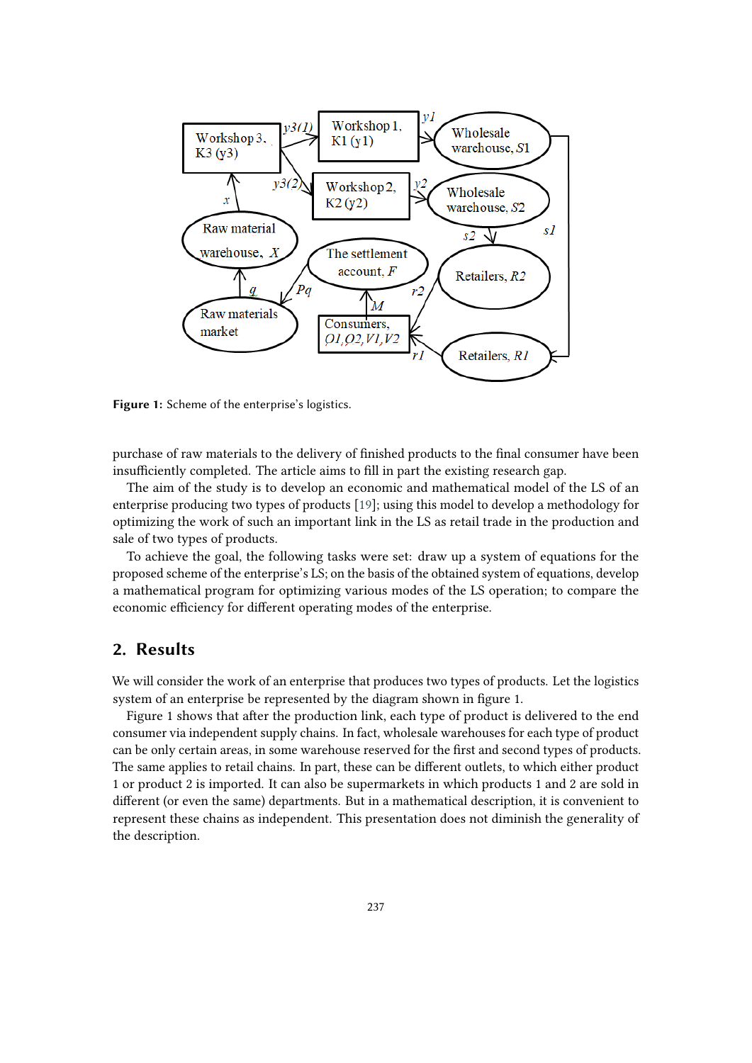Figure 1: Scheme of the enterprise's logistics.

purchase of raw materials to the delivery of finished products to the final consumer have been insufficiently completed. The article aims to fill in part the existing research gap.

The aim of the study is to develop an economic and mathematical model of the LS of an enterprise producing two types of products [19]; using this model to develop a methodology for optimizing the work of such an important link in the LS as retail trade in the production and sale of two types of products.

To achieve the goal, the following tasks were set: draw up a system of equations for the proposed scheme of the enterprise's LS; on the basis of the obtained system of equations, develop a mathematical program for optimizing various modes of the LS operation; to compare the economic efficiency for different operating modes of the enterprise.

## 2. Results

We will consider the work of an enterprise that produces two types of products. Let the logistics system of an enterprise be represented by the diagram shown in figure 1.

Figure 1 shows that after the production link, each type of product is delivered to the end consumer via independent supply chains. In fact, wholesale warehouses for each type of product can be only certain areas, in some warehouse reserved for the first and second types of products. The same applies to retail chains. In part, these can be different outlets, to which either product 1 or product 2 is imported. It can also be supermarkets in which products 1 and 2 are sold in different (or even the same) departments. But in a mathematical description, it is convenient to represent these chains as independent. This presentation does not diminish the generality of the description.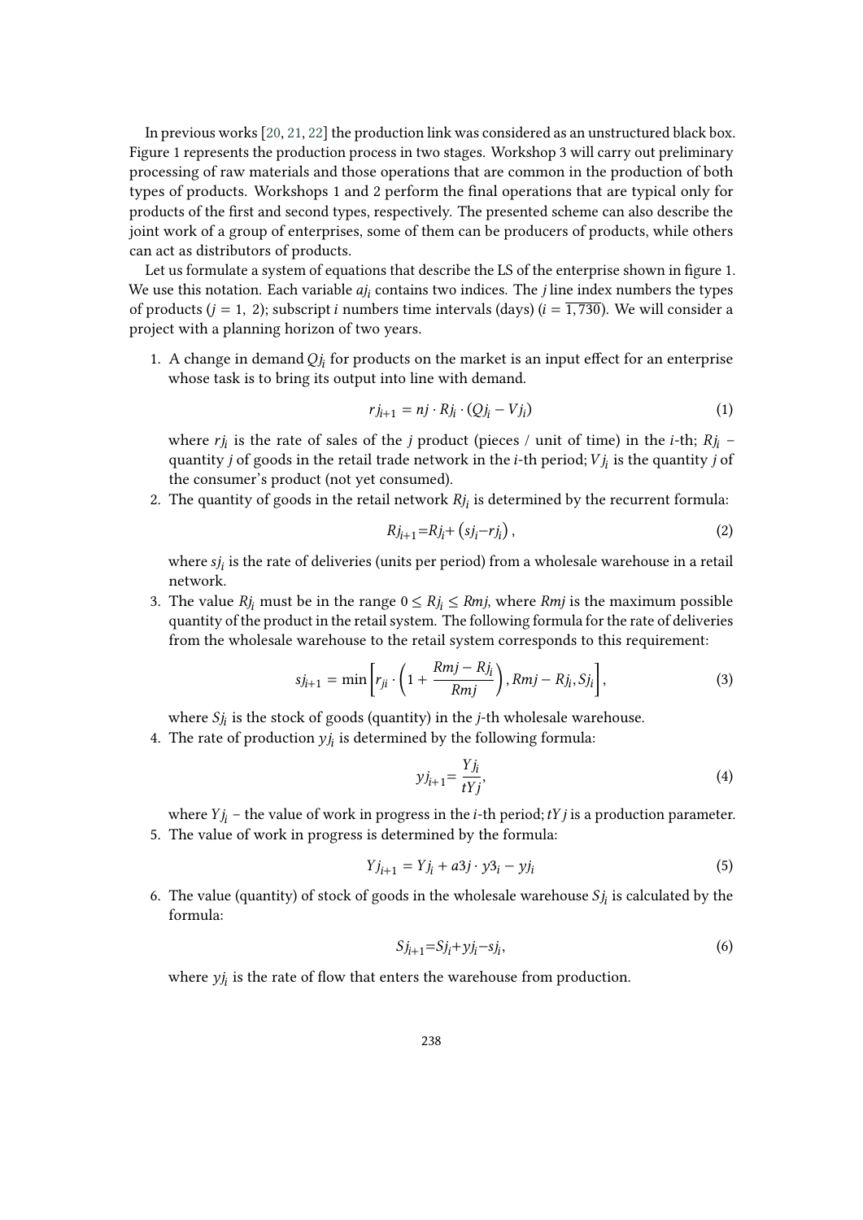In previous works [20, 21, 22] the production link was considered as an unstructured black box. Figure 1 represents the production process in two stages. Workshop 3 will carry out preliminary processing of raw materials and those operations that are common in the production of both types of products. Workshops 1 and 2 perform the final operations that are typical only for products of the first and second types, respectively. The presented scheme can also describe the joint work of a group of enterprises, some of them can be producers of products, while others can act as distributors of products.

Let us formulate a system of equations that describe the LS of the enterprise shown in figure 1. We use this notation. Each variable $aj_i$ contains two indices. The $j$ line index numbers the types of products ($j = 1,\ 2$); subscript $i$ numbers time intervals (days) ($i = \overline{1, 730}$). We will consider a project with a planning horizon of two years.

1. A change in demand $Qj_i$ for products on the market is an input effect for an enterprise whose task is to bring its output into line with demand.

$$rj_{i+1} = nj \cdot Rj_i \cdot (Qj_i - Vj_i) \tag{1}$$

   where $rj_i$ is the rate of sales of the $j$ product (pieces / unit of time) in the $i$-th; $Rj_i$ – quantity $j$ of goods in the retail trade network in the $i$-th period; $Vj_i$ is the quantity $j$ of the consumer's product (not yet consumed).

2. The quantity of goods in the retail network $Rj_i$ is determined by the recurrent formula:

$$Rj_{i+1}{=}Rj_i{+}\left(sj_i{-}rj_i\right), \tag{2}$$

   where $sj_i$ is the rate of deliveries (units per period) from a wholesale warehouse in a retail network.

3. The value $Rj_i$ must be in the range $0 \le Rj_i \le Rmj$, where $Rmj$ is the maximum possible quantity of the product in the retail system. The following formula for the rate of deliveries from the wholesale warehouse to the retail system corresponds to this requirement:

$$sj_{i+1} = \min\left[r_{ji} \cdot \left(1 + \frac{Rmj - Rj_i}{Rmj}\right), Rmj - Rj_i, Sj_i\right], \tag{3}$$

   where $Sj_i$ is the stock of goods (quantity) in the $j$-th wholesale warehouse.

4. The rate of production $yj_i$ is determined by the following formula:

$$yj_{i+1}{=}\frac{Yj_i}{tYj}, \tag{4}$$

   where $Yj_i$ – the value of work in progress in the $i$-th period; $tYj$ is a production parameter.

5. The value of work in progress is determined by the formula:

$$Yj_{i+1} = Yj_i + a3j \cdot y3_i - yj_i \tag{5}$$

6. The value (quantity) of stock of goods in the wholesale warehouse $Sj_i$ is calculated by the formula:

$$Sj_{i+1}{=}Sj_i{+}yj_i{-}sj_i, \tag{6}$$

   where $yj_i$ is the rate of flow that enters the warehouse from production.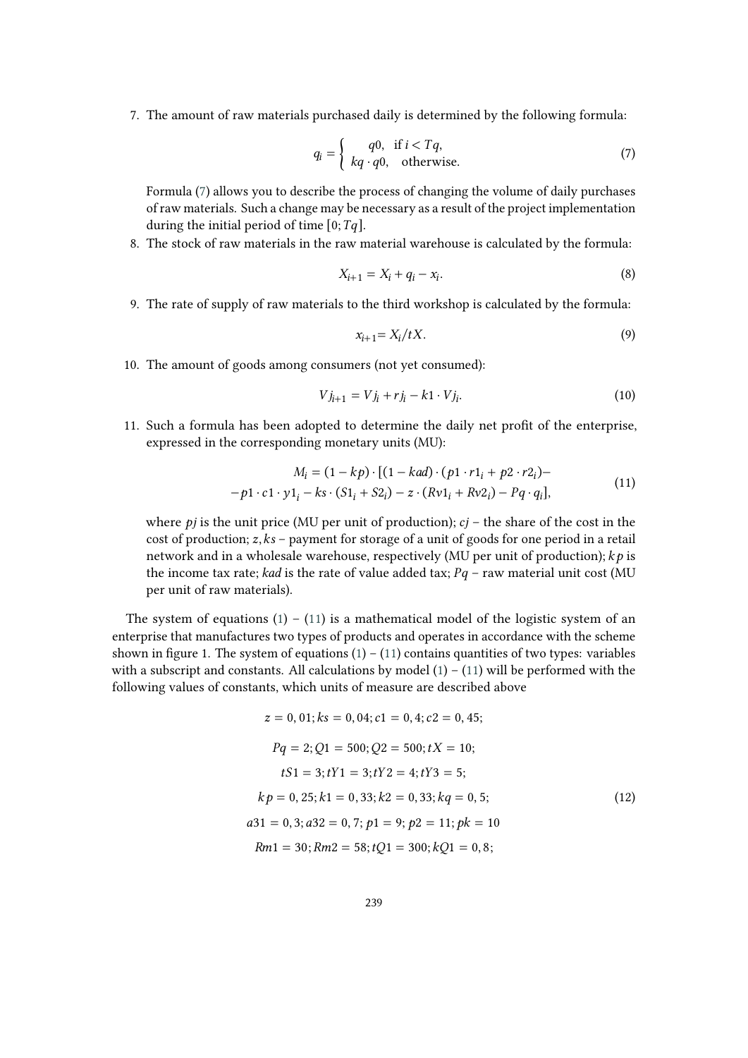7. The amount of raw materials purchased daily is determined by the following formula:

$$q_i = \begin{cases} q0, & \text{if } i < Tq, \\ kq \cdot q0, & \text{otherwise.} \end{cases} \tag{7}$$

   Formula (7) allows you to describe the process of changing the volume of daily purchases of raw materials. Such a change may be necessary as a result of the project implementation during the initial period of time $[0; Tq]$.

8. The stock of raw materials in the raw material warehouse is calculated by the formula:

$$X_{i+1} = X_i + q_i - x_i. \tag{8}$$

9. The rate of supply of raw materials to the third workshop is calculated by the formula:

$$x_{i+1} = X_i / tX. \tag{9}$$

10. The amount of goods among consumers (not yet consumed):

$$Vj_{i+1} = Vj_i + rj_i - k1 \cdot Vj_i. \tag{10}$$

11. Such a formula has been adopted to determine the daily net profit of the enterprise, expressed in the corresponding monetary units (MU):

$$\begin{gathered} M_i = (1 - kp) \cdot [(1 - kad) \cdot (p1 \cdot r1_i + p2 \cdot r2_i) - \\ - p1 \cdot c1 \cdot y1_i - ks \cdot (S1_i + S2_i) - z \cdot (Rv1_i + Rv2_i) - Pq \cdot q_i], \end{gathered} \tag{11}$$

   where $pj$ is the unit price (MU per unit of production); $cj$ – the share of the cost in the cost of production; $z, ks$ – payment for storage of a unit of goods for one period in a retail network and in a wholesale warehouse, respectively (MU per unit of production); $kp$ is the income tax rate; $kad$ is the rate of value added tax; $Pq$ – raw material unit cost (MU per unit of raw materials).

The system of equations (1) – (11) is a mathematical model of the logistic system of an enterprise that manufactures two types of products and operates in accordance with the scheme shown in figure 1. The system of equations (1) – (11) contains quantities of two types: variables with a subscript and constants. All calculations by model (1) – (11) will be performed with the following values of constants, which units of measure are described above

$$\begin{gathered} z = 0,01; ks = 0,04; c1 = 0,4; c2 = 0,45; \\ Pq = 2; Q1 = 500; Q2 = 500; tX = 10; \\ tS1 = 3; tY1 = 3; tY2 = 4; tY3 = 5; \\ kp = 0,25; k1 = 0,33; k2 = 0,33; kq = 0,5; \\ a31 = 0,3; a32 = 0,7; p1 = 9; p2 = 11; pk = 10 \\ Rm1 = 30; Rm2 = 58; tQ1 = 300; kQ1 = 0,8; \end{gathered} \tag{12}$$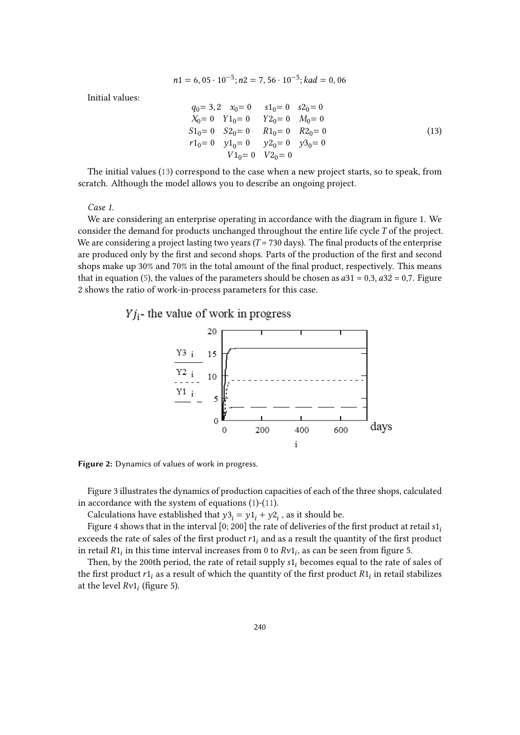$$n1 = 6,05 \cdot 10^{-5}; n2 = 7,56 \cdot 10^{-5}; kad = 0,06$$

Initial values:

$$\begin{array}{cccc} q_0 = 3,2 & x_0 = 0 & s1_0 = 0 & s2_0 = 0 \\ X_0 = 0 & Y1_0 = 0 & Y2_0 = 0 & M_0 = 0 \\ S1_0 = 0 & S2_0 = 0 & R1_0 = 0 & R2_0 = 0 \\ r1_0 = 0 & y1_0 = 0 & y2_0 = 0 & y3_0 = 0 \\ & V1_0 = 0 & V2_0 = 0 & \end{array} \tag{13}$$

The initial values (13) correspond to the case when a new project starts, so to speak, from scratch. Although the model allows you to describe an ongoing project.

*Case 1.*

We are considering an enterprise operating in accordance with the diagram in figure 1. We consider the demand for products unchanged throughout the entire life cycle $T$ of the project. We are considering a project lasting two years ($T$ = 730 days). The final products of the enterprise are produced only by the first and second shops. Parts of the production of the first and second shops make up 30% and 70% in the total amount of the final product, respectively. This means that in equation (5), the values of the parameters should be chosen as $a31$ = 0,3, $a32$ = 0,7. Figure 2 shows the ratio of work-in-process parameters for this case.

**Figure 2:** Dynamics of values of work in progress.

Figure 3 illustrates the dynamics of production capacities of each of the three shops, calculated in accordance with the system of equations (1)-(11).

Calculations have established that $y3_i = y1_i + y2_i$ , as it should be.

Figure 4 shows that in the interval [0; 200] the rate of deliveries of the first product at retail $s1_i$ exceeds the rate of sales of the first product $r1_i$ and as a result the quantity of the first product in retail $R1_i$ in this time interval increases from 0 to $Rv1_i$, as can be seen from figure 5.

Then, by the 200th period, the rate of retail supply $s1_i$ becomes equal to the rate of sales of the first product $r1_i$ as a result of which the quantity of the first product $R1_i$ in retail stabilizes at the level $Rv1_i$ (figure 5).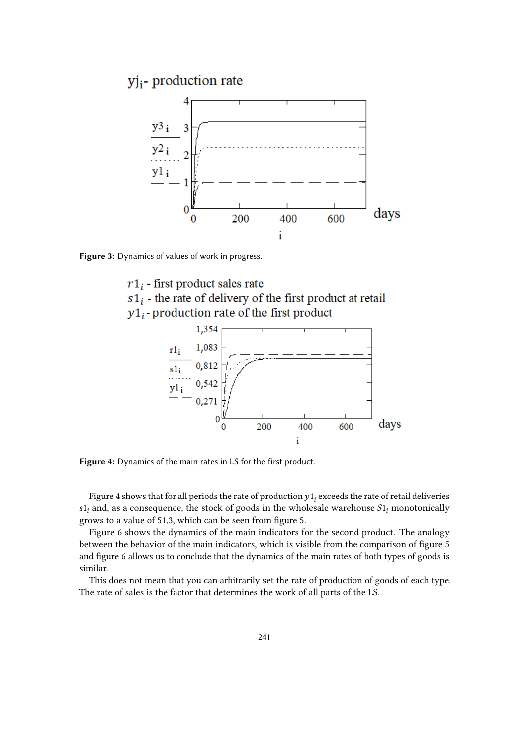**Figure 3:** Dynamics of values of work in progress.

**Figure 4:** Dynamics of the main rates in LS for the first product.

Figure 4 shows that for all periods the rate of production $y1_i$ exceeds the rate of retail deliveries $s1_i$ and, as a consequence, the stock of goods in the wholesale warehouse $S1_i$ monotonically grows to a value of 51,3, which can be seen from figure 5.

Figure 6 shows the dynamics of the main indicators for the second product. The analogy between the behavior of the main indicators, which is visible from the comparison of figure 5 and figure 6 allows us to conclude that the dynamics of the main rates of both types of goods is similar.

This does not mean that you can arbitrarily set the rate of production of goods of each type. The rate of sales is the factor that determines the work of all parts of the LS.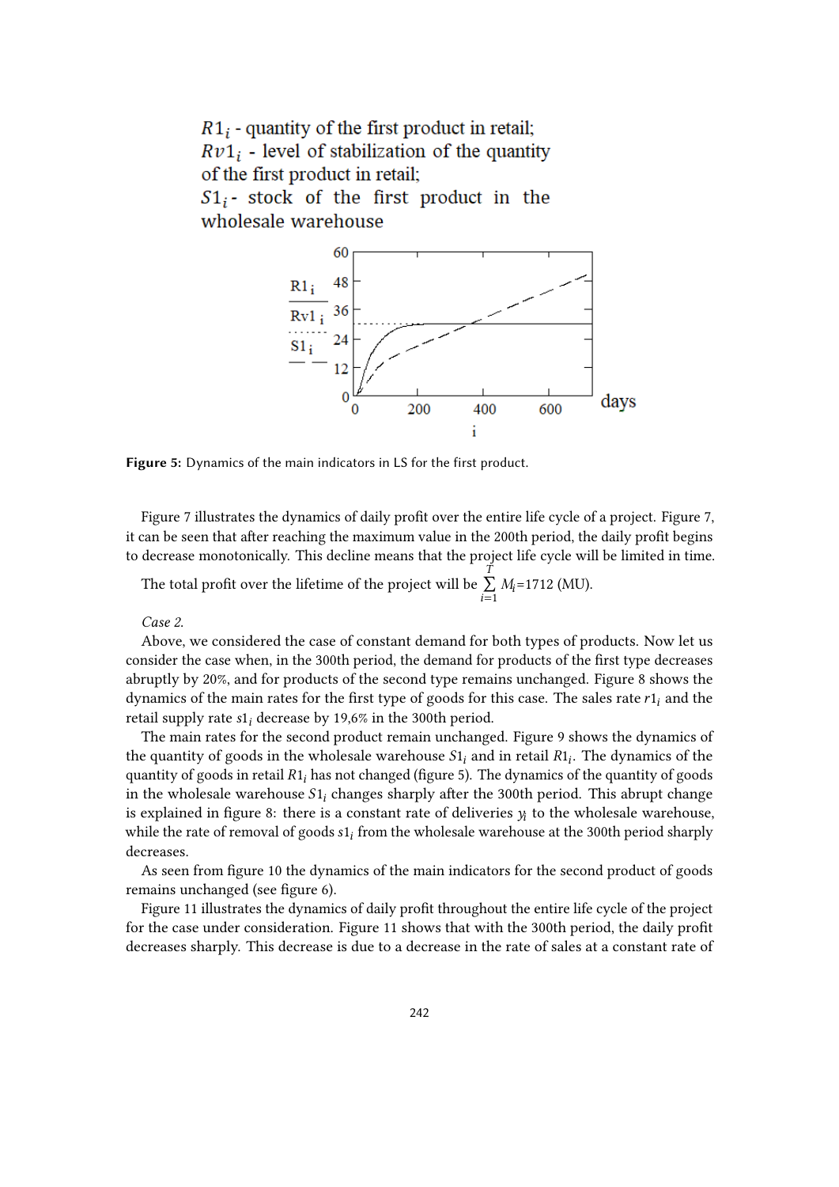$R1_i$ - quantity of the first product in retail;
$Rv1_i$ - level of stabilization of the quantity of the first product in retail;
$S1_i$ - stock of the first product in the wholesale warehouse

**Figure 5:** Dynamics of the main indicators in LS for the first product.

Figure 7 illustrates the dynamics of daily profit over the entire life cycle of a project. Figure 7, it can be seen that after reaching the maximum value in the 200th period, the daily profit begins to decrease monotonically. This decline means that the project life cycle will be limited in time.

The total profit over the lifetime of the project will be $\sum_{i=1}^{T} M_i$=1712 (MU).

*Case 2.*

Above, we considered the case of constant demand for both types of products. Now let us consider the case when, in the 300th period, the demand for products of the first type decreases abruptly by 20%, and for products of the second type remains unchanged. Figure 8 shows the dynamics of the main rates for the first type of goods for this case. The sales rate $r1_i$ and the retail supply rate $s1_i$ decrease by 19,6% in the 300th period.

The main rates for the second product remain unchanged. Figure 9 shows the dynamics of the quantity of goods in the wholesale warehouse $S1_i$ and in retail $R1_i$. The dynamics of the quantity of goods in retail $R1_i$ has not changed (figure 5). The dynamics of the quantity of goods in the wholesale warehouse $S1_i$ changes sharply after the 300th period. This abrupt change is explained in figure 8: there is a constant rate of deliveries $y_i$ to the wholesale warehouse, while the rate of removal of goods $s1_i$ from the wholesale warehouse at the 300th period sharply decreases.

As seen from figure 10 the dynamics of the main indicators for the second product of goods remains unchanged (see figure 6).

Figure 11 illustrates the dynamics of daily profit throughout the entire life cycle of the project for the case under consideration. Figure 11 shows that with the 300th period, the daily profit decreases sharply. This decrease is due to a decrease in the rate of sales at a constant rate of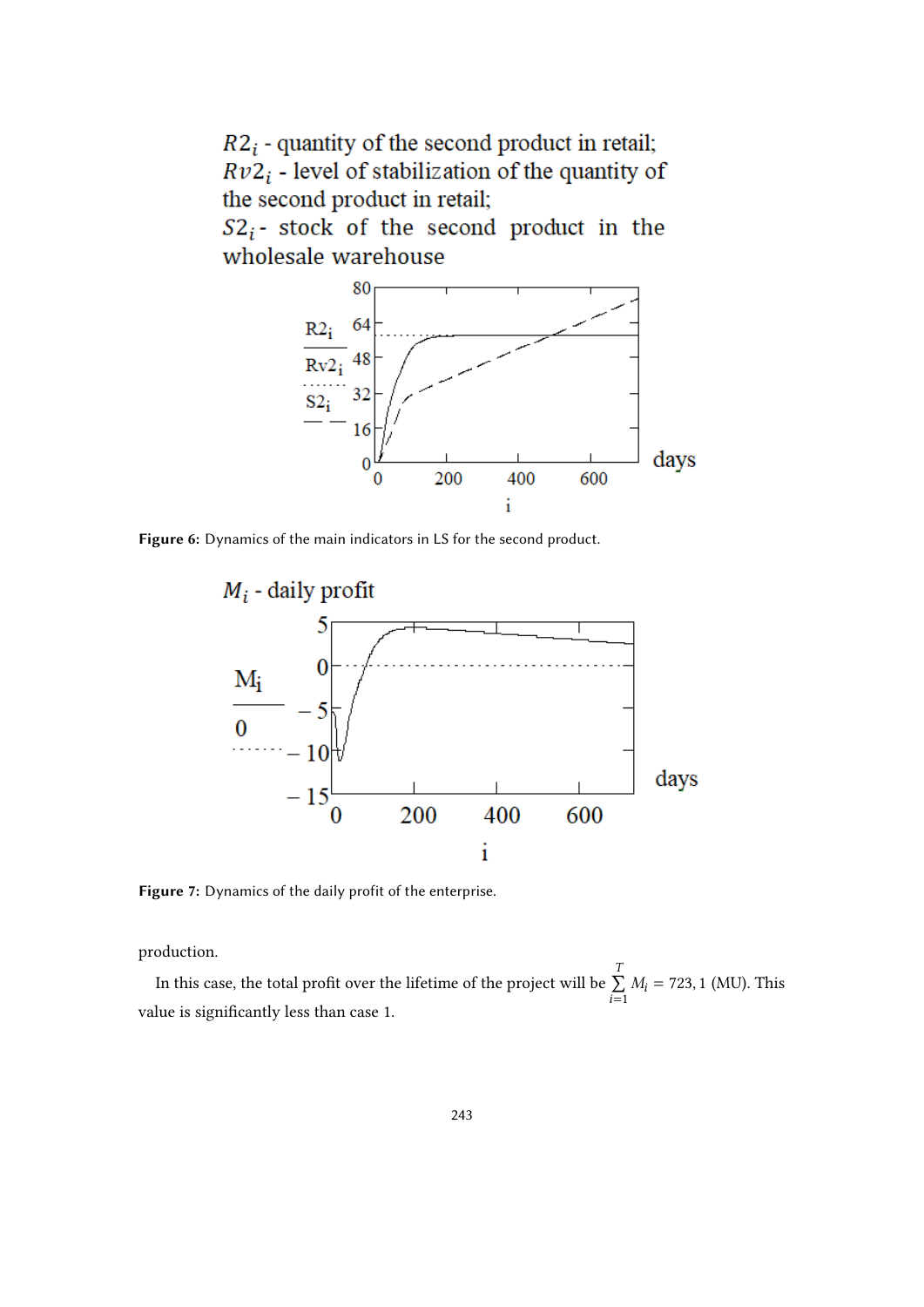$R2_i$ - quantity of the second product in retail;
$Rv2_i$ - level of stabilization of the quantity of the second product in retail;
$S2_i$ - stock of the second product in the wholesale warehouse

Figure 6: Dynamics of the main indicators in LS for the second product.

$M_i$ - daily profit

Figure 7: Dynamics of the daily profit of the enterprise.

production.

In this case, the total profit over the lifetime of the project will be $\sum_{i=1}^{T} M_i = 723,1$ (MU). This value is significantly less than case 1.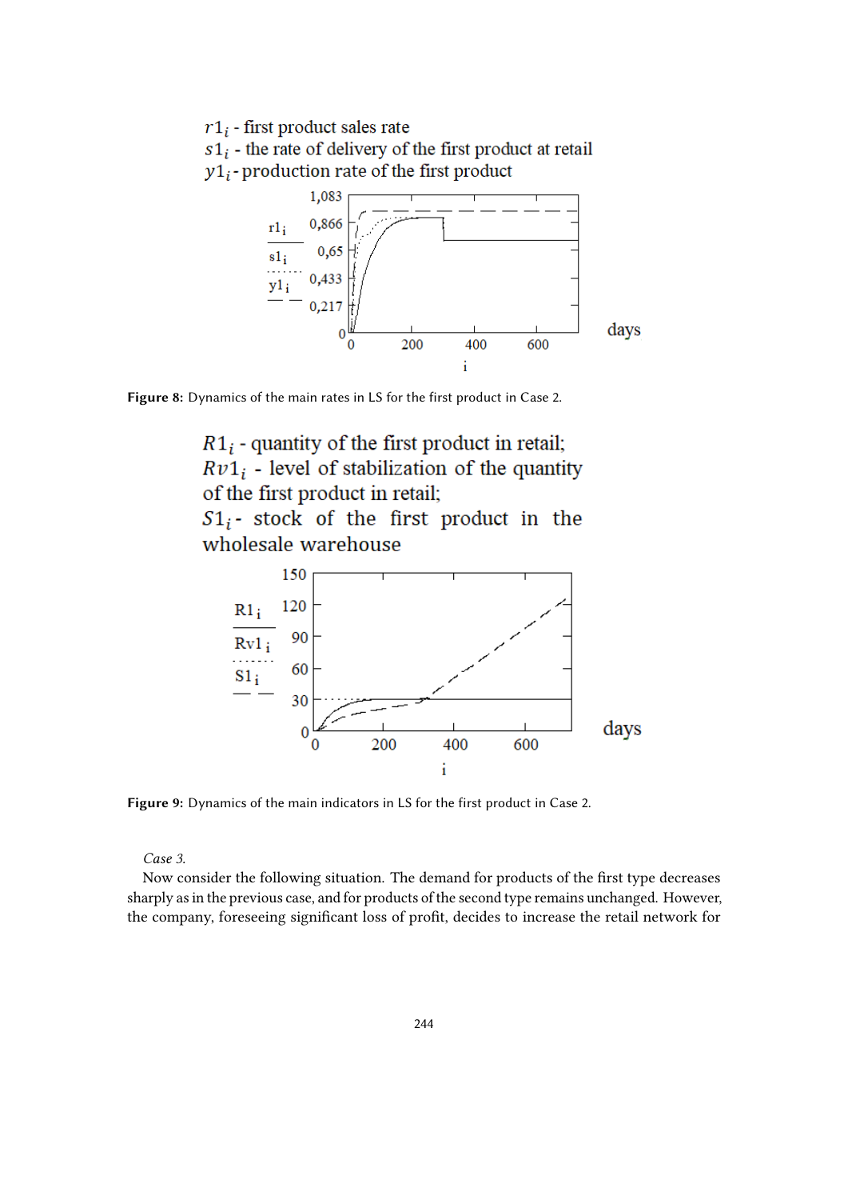$r1_i$ - first product sales rate
$s1_i$ - the rate of delivery of the first product at retail
$y1_i$ - production rate of the first product

**Figure 8:** Dynamics of the main rates in LS for the first product in Case 2.

$R1_i$ - quantity of the first product in retail;
$Rv1_i$ - level of stabilization of the quantity of the first product in retail;
$S1_i$ - stock of the first product in the wholesale warehouse

**Figure 9:** Dynamics of the main indicators in LS for the first product in Case 2.

*Case 3.*

Now consider the following situation. The demand for products of the first type decreases sharply as in the previous case, and for products of the second type remains unchanged. However, the company, foreseeing significant loss of profit, decides to increase the retail network for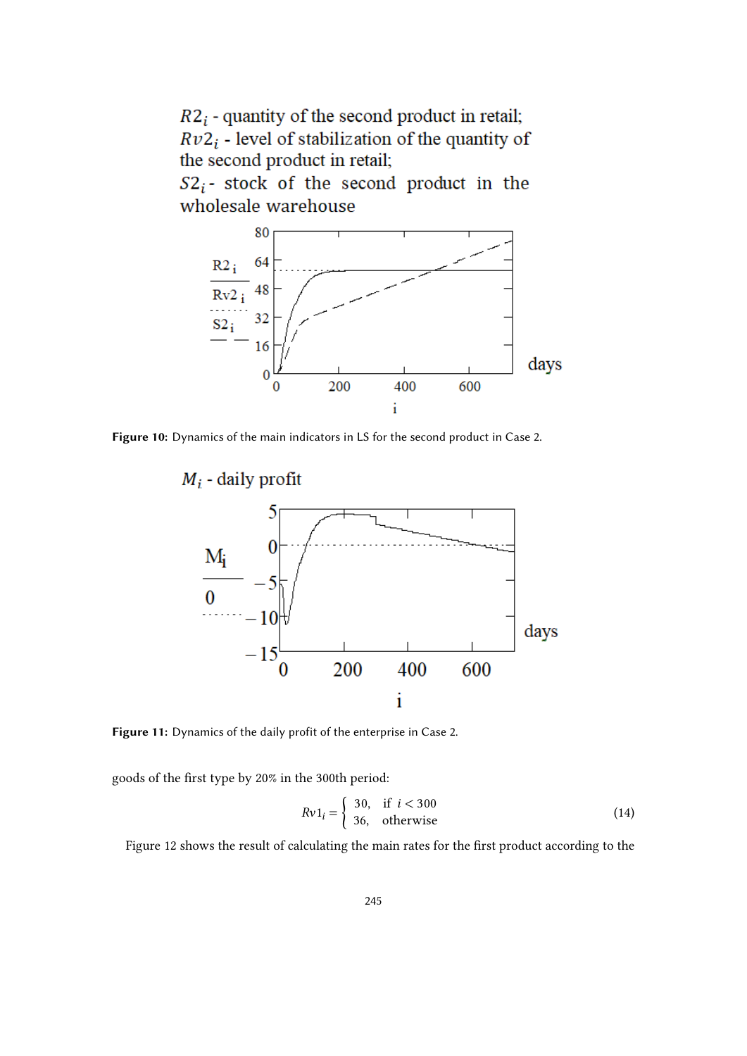$R2_i$ - quantity of the second product in retail;
$Rv2_i$ - level of stabilization of the quantity of the second product in retail;
$S2_i$ - stock of the second product in the wholesale warehouse

**Figure 10:** Dynamics of the main indicators in LS for the second product in Case 2.

$M_i$ - daily profit

**Figure 11:** Dynamics of the daily profit of the enterprise in Case 2.

goods of the first type by 20% in the 300th period:

$$Rv1_i = \begin{cases} 30, & \text{if } i < 300 \\ 36, & \text{otherwise} \end{cases} \tag{14}$$

Figure 12 shows the result of calculating the main rates for the first product according to the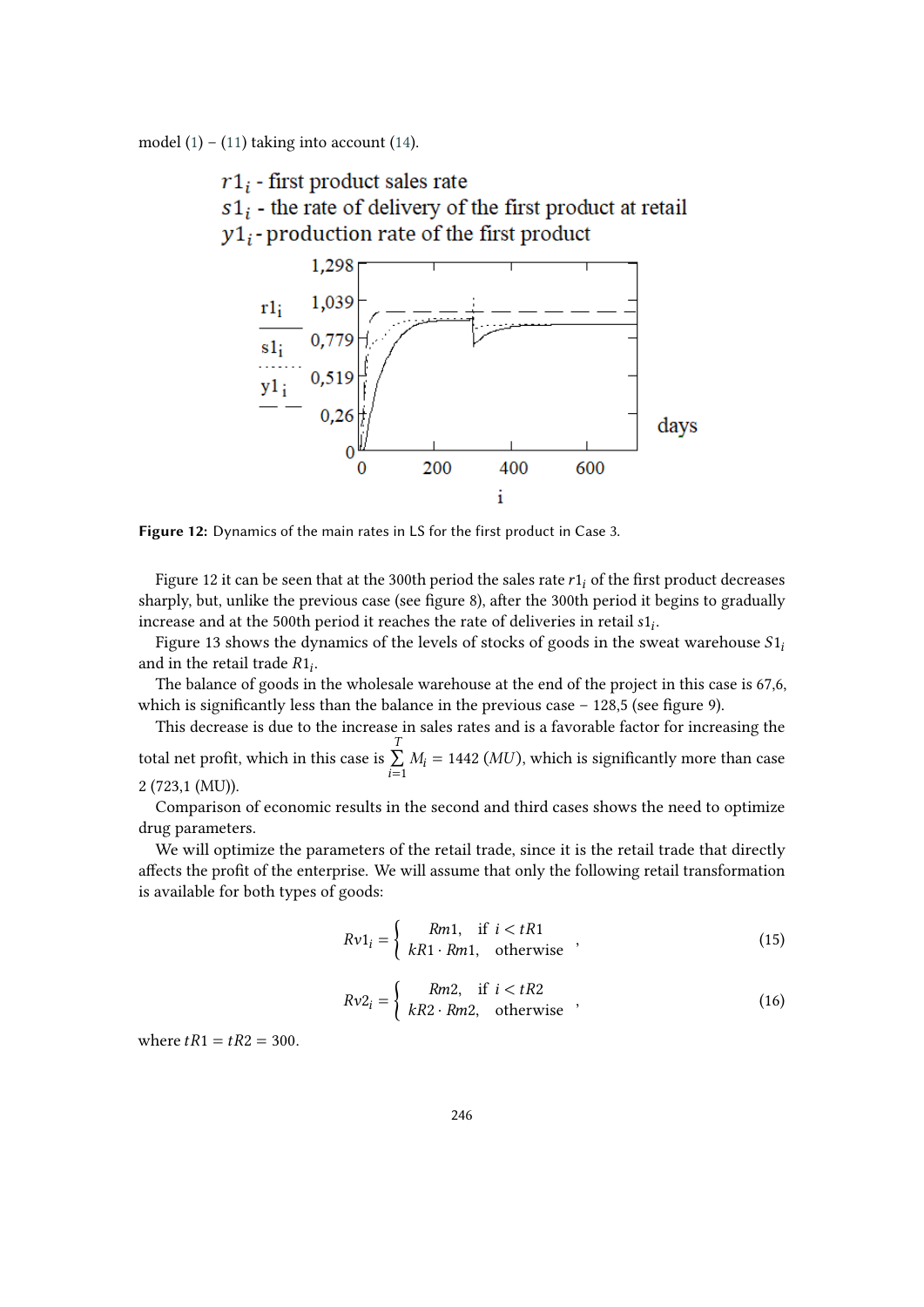model (1) – (11) taking into account (14).

Figure 12: Dynamics of the main rates in LS for the first product in Case 3.

Figure 12 it can be seen that at the 300th period the sales rate $r1_i$ of the first product decreases sharply, but, unlike the previous case (see figure 8), after the 300th period it begins to gradually increase and at the 500th period it reaches the rate of deliveries in retail $s1_i$.

Figure 13 shows the dynamics of the levels of stocks of goods in the sweat warehouse $S1_i$ and in the retail trade $R1_i$.

The balance of goods in the wholesale warehouse at the end of the project in this case is 67,6, which is significantly less than the balance in the previous case – 128,5 (see figure 9).

This decrease is due to the increase in sales rates and is a favorable factor for increasing the total net profit, which in this case is $\sum_{i=1}^{T} M_i = 1442$ $(MU)$, which is significantly more than case 2 (723,1 (MU)).

Comparison of economic results in the second and third cases shows the need to optimize drug parameters.

We will optimize the parameters of the retail trade, since it is the retail trade that directly affects the profit of the enterprise. We will assume that only the following retail transformation is available for both types of goods:

$$Rv1_i = \begin{cases} Rm1, & \text{if } i < tR1 \\ kR1 \cdot Rm1, & \text{otherwise} \end{cases}, \tag{15}$$

$$Rv2_i = \begin{cases} Rm2, & \text{if } i < tR2 \\ kR2 \cdot Rm2, & \text{otherwise} \end{cases}, \tag{16}$$

where $tR1 = tR2 = 300$.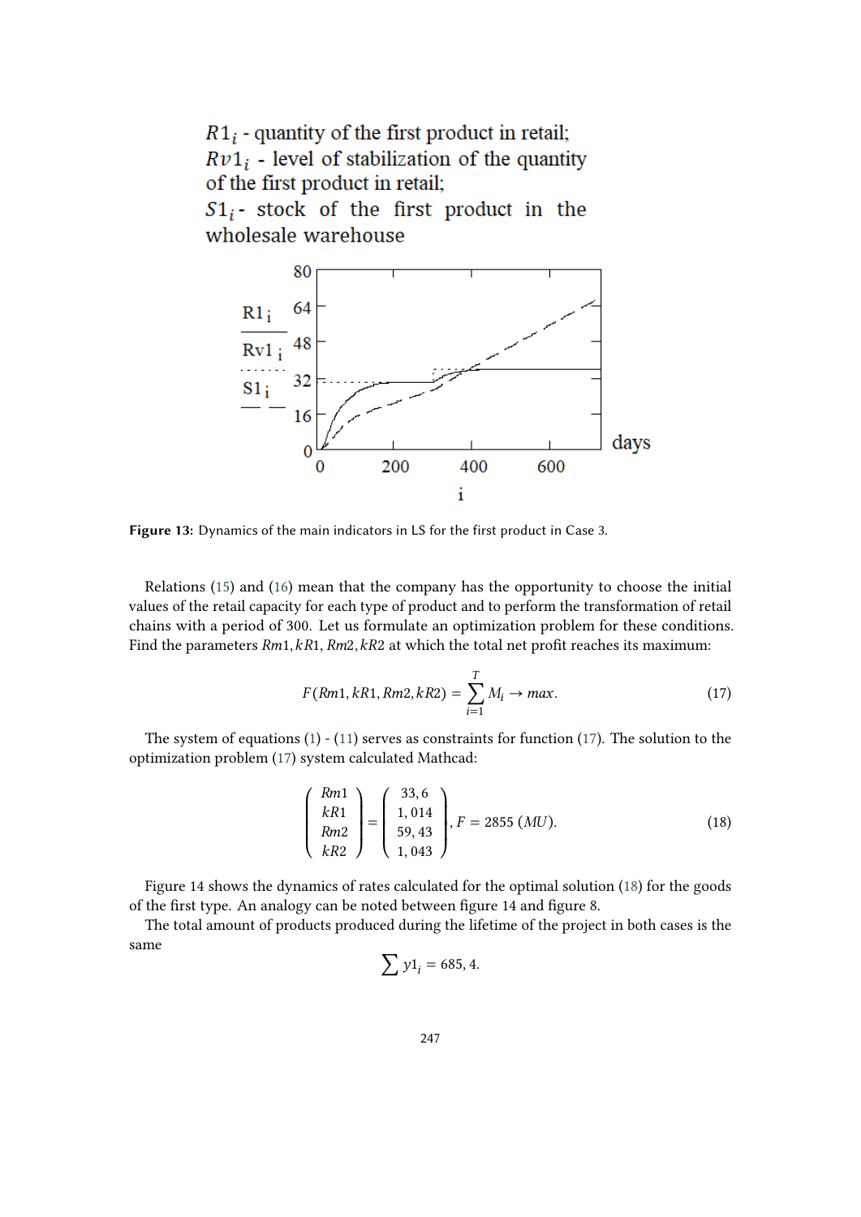$R1_i$ - quantity of the first product in retail;
$Rv1_i$ - level of stabilization of the quantity of the first product in retail;
$S1_i$ - stock of the first product in the wholesale warehouse

**Figure 13:** Dynamics of the main indicators in LS for the first product in Case 3.

Relations (15) and (16) mean that the company has the opportunity to choose the initial values of the retail capacity for each type of product and to perform the transformation of retail chains with a period of 300. Let us formulate an optimization problem for these conditions. Find the parameters $Rm1, kR1, Rm2, kR2$ at which the total net profit reaches its maximum:

$$F(Rm1, kR1, Rm2, kR2) = \sum_{i=1}^{T} M_i \rightarrow max. \tag{17}$$

The system of equations (1) - (11) serves as constraints for function (17). The solution to the optimization problem (17) system calculated Mathcad:

$$\begin{pmatrix} Rm1 \\ kR1 \\ Rm2 \\ kR2 \end{pmatrix} = \begin{pmatrix} 33,6 \\ 1,014 \\ 59,43 \\ 1,043 \end{pmatrix}, F = 2855\ (MU). \tag{18}$$

Figure 14 shows the dynamics of rates calculated for the optimal solution (18) for the goods of the first type. An analogy can be noted between figure 14 and figure 8.

The total amount of products produced during the lifetime of the project in both cases is the same

$$\sum y1_i = 685,4.$$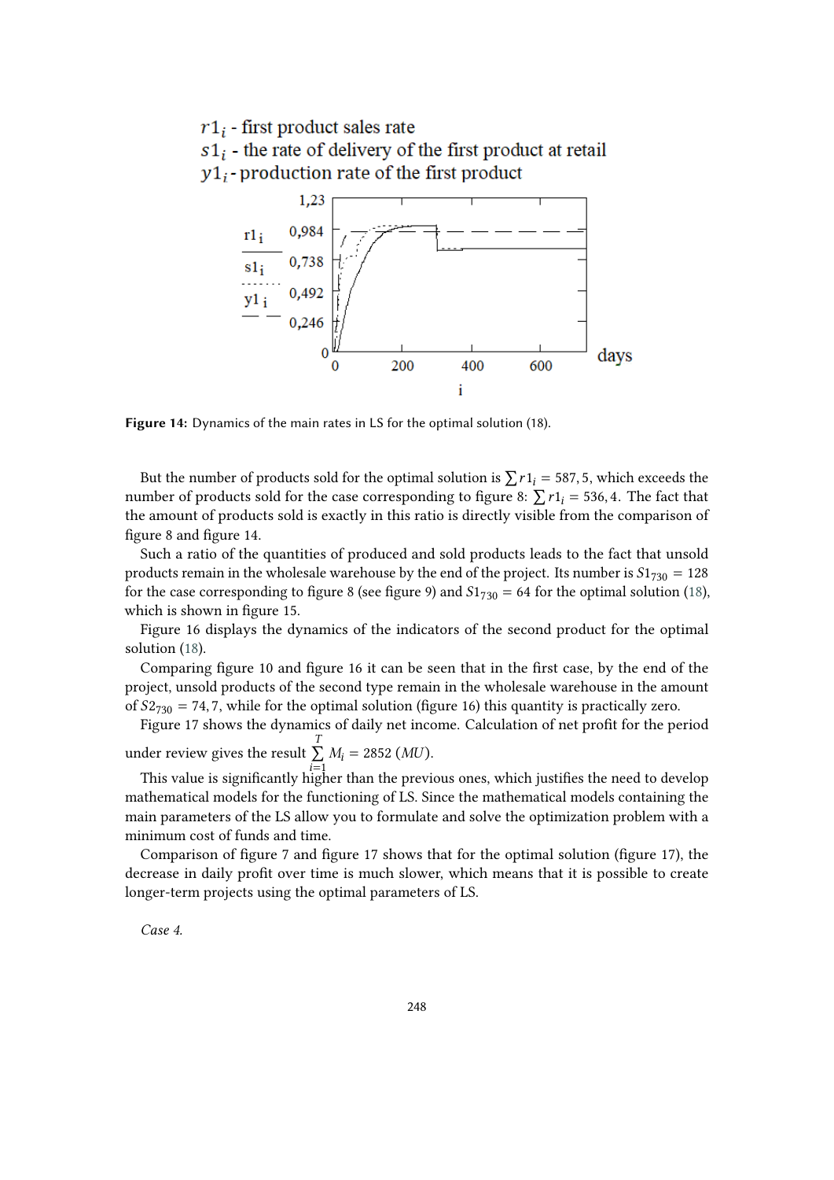$r1_i$ - first product sales rate
$s1_i$ - the rate of delivery of the first product at retail
$y1_i$ - production rate of the first product

**Figure 14:** Dynamics of the main rates in LS for the optimal solution (18).

But the number of products sold for the optimal solution is $\sum r1_i = 587,5$, which exceeds the number of products sold for the case corresponding to figure 8: $\sum r1_i = 536,4$. The fact that the amount of products sold is exactly in this ratio is directly visible from the comparison of figure 8 and figure 14.

Such a ratio of the quantities of produced and sold products leads to the fact that unsold products remain in the wholesale warehouse by the end of the project. Its number is $S1_{730} = 128$ for the case corresponding to figure 8 (see figure 9) and $S1_{730} = 64$ for the optimal solution (18), which is shown in figure 15.

Figure 16 displays the dynamics of the indicators of the second product for the optimal solution (18).

Comparing figure 10 and figure 16 it can be seen that in the first case, by the end of the project, unsold products of the second type remain in the wholesale warehouse in the amount of $S2_{730} = 74,7$, while for the optimal solution (figure 16) this quantity is practically zero.

Figure 17 shows the dynamics of daily net income. Calculation of net profit for the period under review gives the result $\sum_{i=1}^{T} M_i = 2852\ (MU)$.

This value is significantly higher than the previous ones, which justifies the need to develop mathematical models for the functioning of LS. Since the mathematical models containing the main parameters of the LS allow you to formulate and solve the optimization problem with a minimum cost of funds and time.

Comparison of figure 7 and figure 17 shows that for the optimal solution (figure 17), the decrease in daily profit over time is much slower, which means that it is possible to create longer-term projects using the optimal parameters of LS.

*Case 4.*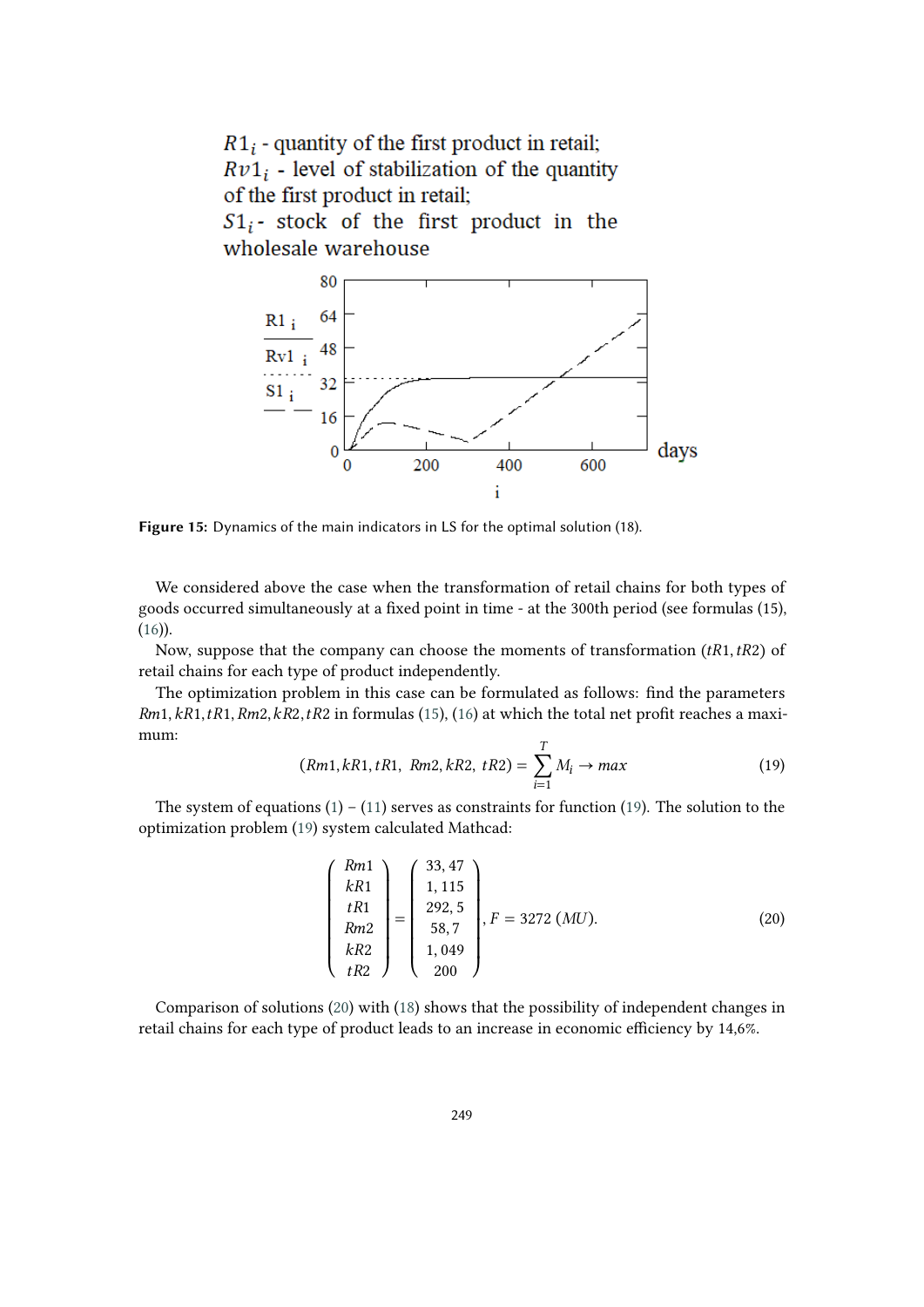$R1_i$ - quantity of the first product in retail;
$Rv1_i$ - level of stabilization of the quantity of the first product in retail;
$S1_i$ - stock of the first product in the wholesale warehouse

Figure 15: Dynamics of the main indicators in LS for the optimal solution (18).

We considered above the case when the transformation of retail chains for both types of goods occurred simultaneously at a fixed point in time - at the 300th period (see formulas (15), (16)).

Now, suppose that the company can choose the moments of transformation ($tR1, tR2$) of retail chains for each type of product independently.

The optimization problem in this case can be formulated as follows: find the parameters $Rm1, kR1, tR1, Rm2, kR2, tR2$ in formulas (15), (16) at which the total net profit reaches a maximum:

$$(Rm1, kR1, tR1,\ Rm2, kR2,\ tR2) = \sum_{i=1}^{T} M_i \to max \tag{19}$$

The system of equations (1) – (11) serves as constraints for function (19). The solution to the optimization problem (19) system calculated Mathcad:

$$\begin{pmatrix} Rm1 \\ kR1 \\ tR1 \\ Rm2 \\ kR2 \\ tR2 \end{pmatrix} = \begin{pmatrix} 33,47 \\ 1,115 \\ 292,5 \\ 58,7 \\ 1,049 \\ 200 \end{pmatrix}, F = 3272\ (MU). \tag{20}$$

Comparison of solutions (20) with (18) shows that the possibility of independent changes in retail chains for each type of product leads to an increase in economic efficiency by 14,6%.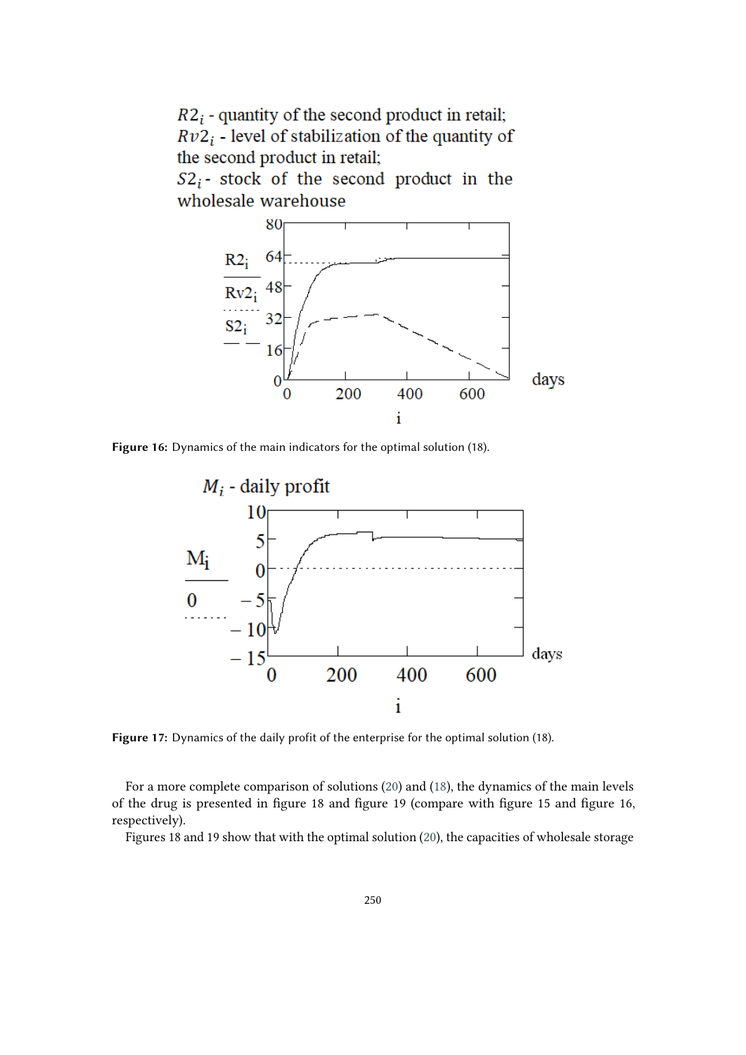$R2_i$ - quantity of the second product in retail;
$Rv2_i$ - level of stabilization of the quantity of the second product in retail;
$S2_i$ - stock of the second product in the wholesale warehouse

**Figure 16:** Dynamics of the main indicators for the optimal solution (18).

$M_i$ - daily profit

**Figure 17:** Dynamics of the daily profit of the enterprise for the optimal solution (18).

For a more complete comparison of solutions (20) and (18), the dynamics of the main levels of the drug is presented in figure 18 and figure 19 (compare with figure 15 and figure 16, respectively).

Figures 18 and 19 show that with the optimal solution (20), the capacities of wholesale storage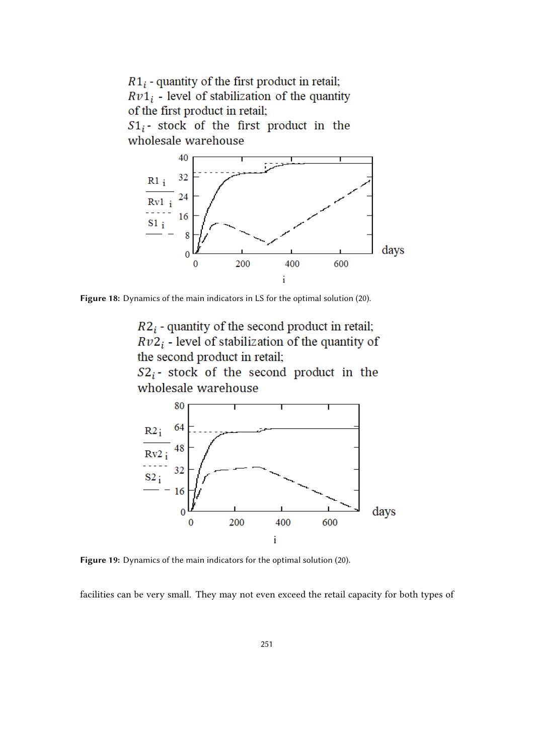$R1_i$ - quantity of the first product in retail;
$Rv1_i$ - level of stabilization of the quantity of the first product in retail;
$S1_i$ - stock of the first product in the wholesale warehouse

Figure 18: Dynamics of the main indicators in LS for the optimal solution (20).

$R2_i$ - quantity of the second product in retail;
$Rv2_i$ - level of stabilization of the quantity of the second product in retail;
$S2_i$ - stock of the second product in the wholesale warehouse

Figure 19: Dynamics of the main indicators for the optimal solution (20).

facilities can be very small. They may not even exceed the retail capacity for both types of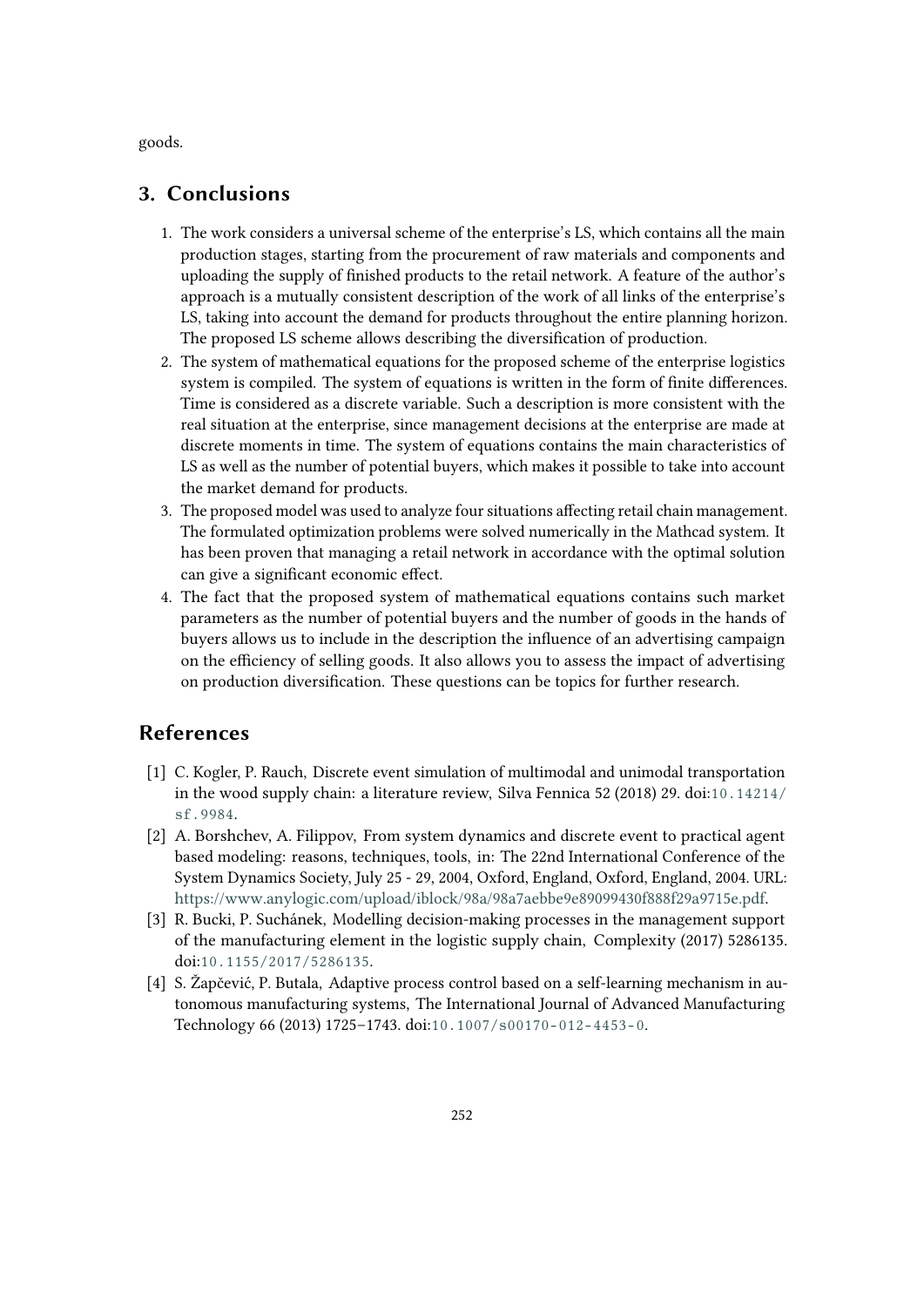goods.

## 3. Conclusions

1. The work considers a universal scheme of the enterprise's LS, which contains all the main production stages, starting from the procurement of raw materials and components and uploading the supply of finished products to the retail network. A feature of the author's approach is a mutually consistent description of the work of all links of the enterprise's LS, taking into account the demand for products throughout the entire planning horizon. The proposed LS scheme allows describing the diversification of production.
2. The system of mathematical equations for the proposed scheme of the enterprise logistics system is compiled. The system of equations is written in the form of finite differences. Time is considered as a discrete variable. Such a description is more consistent with the real situation at the enterprise, since management decisions at the enterprise are made at discrete moments in time. The system of equations contains the main characteristics of LS as well as the number of potential buyers, which makes it possible to take into account the market demand for products.
3. The proposed model was used to analyze four situations affecting retail chain management. The formulated optimization problems were solved numerically in the Mathcad system. It has been proven that managing a retail network in accordance with the optimal solution can give a significant economic effect.
4. The fact that the proposed system of mathematical equations contains such market parameters as the number of potential buyers and the number of goods in the hands of buyers allows us to include in the description the influence of an advertising campaign on the efficiency of selling goods. It also allows you to assess the impact of advertising on production diversification. These questions can be topics for further research.

## References

[1] C. Kogler, P. Rauch, Discrete event simulation of multimodal and unimodal transportation in the wood supply chain: a literature review, Silva Fennica 52 (2018) 29. doi:10.14214/sf.9984.

[2] A. Borshchev, A. Filippov, From system dynamics and discrete event to practical agent based modeling: reasons, techniques, tools, in: The 22nd International Conference of the System Dynamics Society, July 25 - 29, 2004, Oxford, England, Oxford, England, 2004. URL: https://www.anylogic.com/upload/iblock/98a/98a7aebbe9e89099430f888f29a9715e.pdf.

[3] R. Bucki, P. Suchánek, Modelling decision-making processes in the management support of the manufacturing element in the logistic supply chain, Complexity (2017) 5286135. doi:10.1155/2017/5286135.

[4] S. Žapčević, P. Butala, Adaptive process control based on a self-learning mechanism in autonomous manufacturing systems, The International Journal of Advanced Manufacturing Technology 66 (2013) 1725–1743. doi:10.1007/s00170-012-4453-0.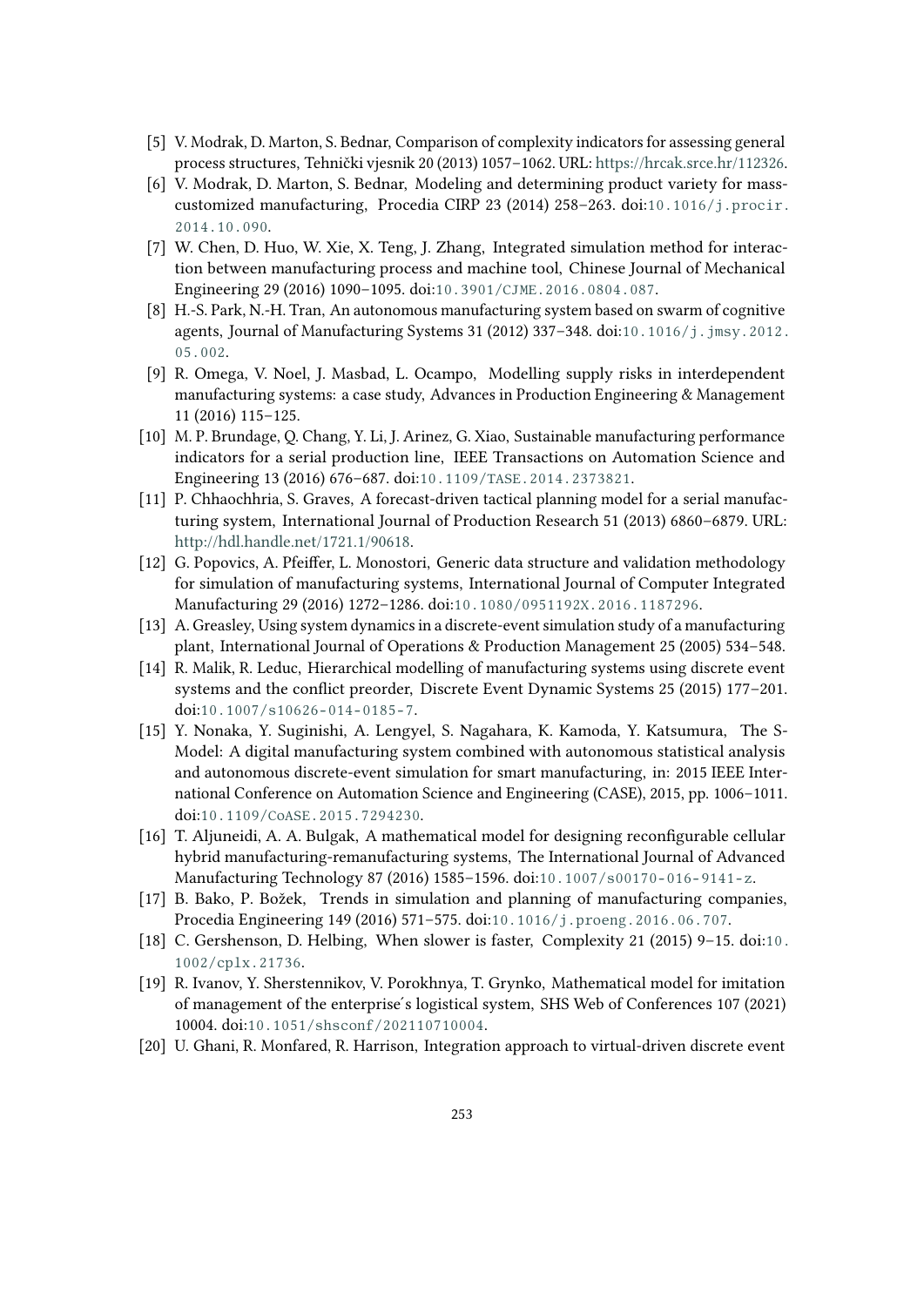[5] V. Modrak, D. Marton, S. Bednar, Comparison of complexity indicators for assessing general process structures, Tehnički vjesnik 20 (2013) 1057–1062. URL: https://hrcak.srce.hr/112326.

[6] V. Modrak, D. Marton, S. Bednar, Modeling and determining product variety for mass-customized manufacturing, Procedia CIRP 23 (2014) 258–263. doi:10.1016/j.procir.2014.10.090.

[7] W. Chen, D. Huo, W. Xie, X. Teng, J. Zhang, Integrated simulation method for interaction between manufacturing process and machine tool, Chinese Journal of Mechanical Engineering 29 (2016) 1090–1095. doi:10.3901/CJME.2016.0804.087.

[8] H.-S. Park, N.-H. Tran, An autonomous manufacturing system based on swarm of cognitive agents, Journal of Manufacturing Systems 31 (2012) 337–348. doi:10.1016/j.jmsy.2012.05.002.

[9] R. Omega, V. Noel, J. Masbad, L. Ocampo, Modelling supply risks in interdependent manufacturing systems: a case study, Advances in Production Engineering & Management 11 (2016) 115–125.

[10] M. P. Brundage, Q. Chang, Y. Li, J. Arinez, G. Xiao, Sustainable manufacturing performance indicators for a serial production line, IEEE Transactions on Automation Science and Engineering 13 (2016) 676–687. doi:10.1109/TASE.2014.2373821.

[11] P. Chhaochhria, S. Graves, A forecast-driven tactical planning model for a serial manufacturing system, International Journal of Production Research 51 (2013) 6860–6879. URL: http://hdl.handle.net/1721.1/90618.

[12] G. Popovics, A. Pfeiffer, L. Monostori, Generic data structure and validation methodology for simulation of manufacturing systems, International Journal of Computer Integrated Manufacturing 29 (2016) 1272–1286. doi:10.1080/0951192X.2016.1187296.

[13] A. Greasley, Using system dynamics in a discrete-event simulation study of a manufacturing plant, International Journal of Operations & Production Management 25 (2005) 534–548.

[14] R. Malik, R. Leduc, Hierarchical modelling of manufacturing systems using discrete event systems and the conflict preorder, Discrete Event Dynamic Systems 25 (2015) 177–201. doi:10.1007/s10626-014-0185-7.

[15] Y. Nonaka, Y. Suginishi, A. Lengyel, S. Nagahara, K. Kamoda, Y. Katsumura, The S-Model: A digital manufacturing system combined with autonomous statistical analysis and autonomous discrete-event simulation for smart manufacturing, in: 2015 IEEE International Conference on Automation Science and Engineering (CASE), 2015, pp. 1006–1011. doi:10.1109/CoASE.2015.7294230.

[16] T. Aljuneidi, A. A. Bulgak, A mathematical model for designing reconfigurable cellular hybrid manufacturing-remanufacturing systems, The International Journal of Advanced Manufacturing Technology 87 (2016) 1585–1596. doi:10.1007/s00170-016-9141-z.

[17] B. Bako, P. Božek, Trends in simulation and planning of manufacturing companies, Procedia Engineering 149 (2016) 571–575. doi:10.1016/j.proeng.2016.06.707.

[18] C. Gershenson, D. Helbing, When slower is faster, Complexity 21 (2015) 9–15. doi:10.1002/cplx.21736.

[19] R. Ivanov, Y. Sherstennikov, V. Porokhnya, T. Grynko, Mathematical model for imitation of management of the enterprise´s logistical system, SHS Web of Conferences 107 (2021) 10004. doi:10.1051/shsconf/202110710004.

[20] U. Ghani, R. Monfared, R. Harrison, Integration approach to virtual-driven discrete event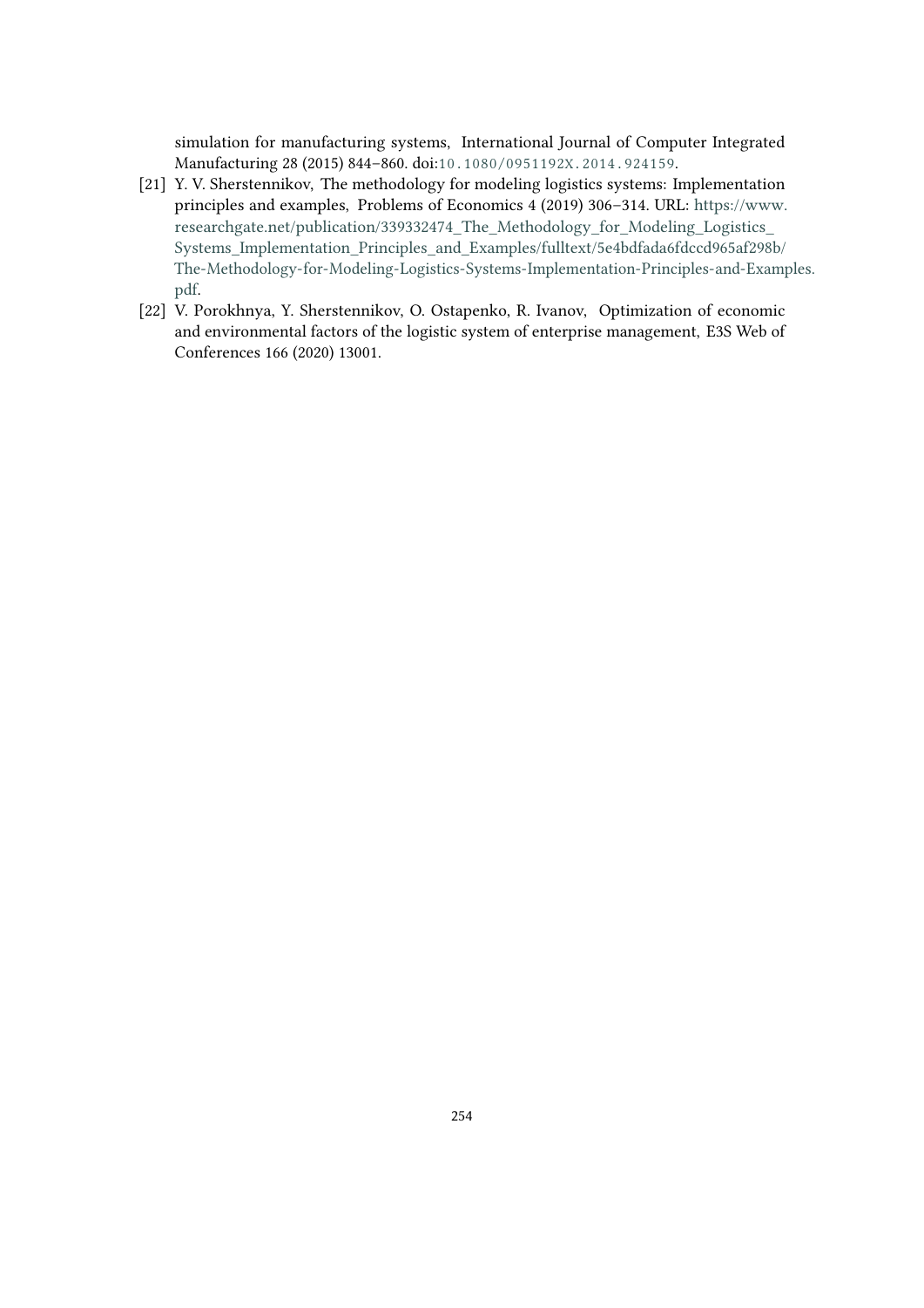simulation for manufacturing systems, International Journal of Computer Integrated Manufacturing 28 (2015) 844–860. doi:10.1080/0951192X.2014.924159.

[21] Y. V. Sherstennikov, The methodology for modeling logistics systems: Implementation principles and examples, Problems of Economics 4 (2019) 306–314. URL: https://www.researchgate.net/publication/339332474_The_Methodology_for_Modeling_Logistics_Systems_Implementation_Principles_and_Examples/fulltext/5e4bdfada6fdccd965af298b/The-Methodology-for-Modeling-Logistics-Systems-Implementation-Principles-and-Examples.pdf.

[22] V. Porokhnya, Y. Sherstennikov, O. Ostapenko, R. Ivanov, Optimization of economic and environmental factors of the logistic system of enterprise management, E3S Web of Conferences 166 (2020) 13001.